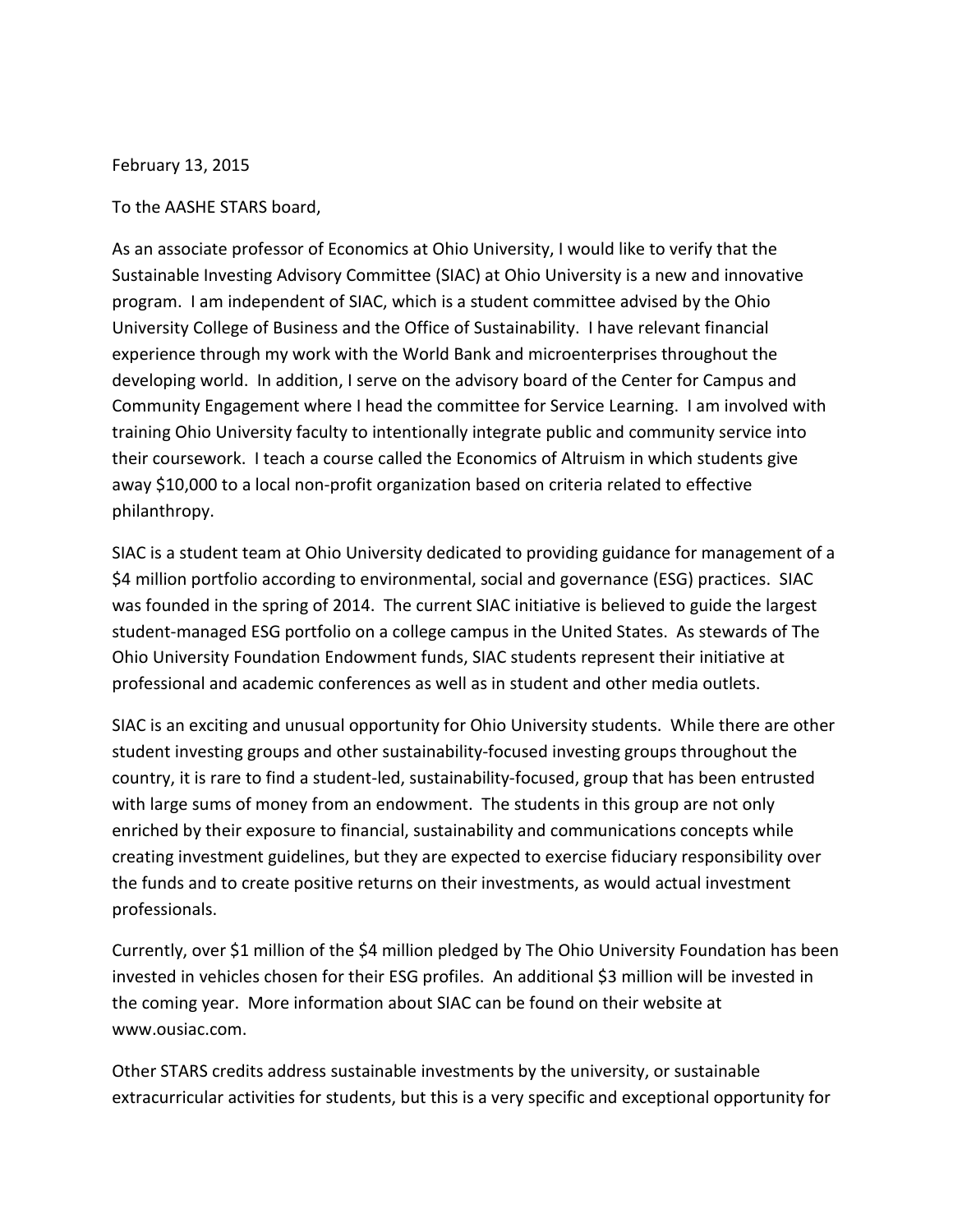February 13, 2015

To the AASHE STARS board,

As an associate professor of Economics at Ohio University, I would like to verify that the Sustainable Investing Advisory Committee (SIAC) at Ohio University is a new and innovative program. I am independent of SIAC, which is a student committee advised by the Ohio University College of Business and the Office of Sustainability. I have relevant financial experience through my work with the World Bank and microenterprises throughout the developing world. In addition, I serve on the advisory board of the Center for Campus and Community Engagement where I head the committee for Service Learning. I am involved with training Ohio University faculty to intentionally integrate public and community service into their coursework. I teach a course called the Economics of Altruism in which students give away $10,000 to a local non-profit organization based on criteria related to effective philanthropy.

SIAC is a student team at Ohio University dedicated to providing guidance for management of a $4 million portfolio according to environmental, social and governance (ESG) practices. SIAC was founded in the spring of 2014. The current SIAC initiative is believed to guide the largest student-managed ESG portfolio on a college campus in the United States. As stewards of The Ohio University Foundation Endowment funds, SIAC students represent their initiative at professional and academic conferences as well as in student and other media outlets.

SIAC is an exciting and unusual opportunity for Ohio University students. While there are other student investing groups and other sustainability-focused investing groups throughout the country, it is rare to find a student-led, sustainability-focused, group that has been entrusted with large sums of money from an endowment. The students in this group are not only enriched by their exposure to financial, sustainability and communications concepts while creating investment guidelines, but they are expected to exercise fiduciary responsibility over the funds and to create positive returns on their investments, as would actual investment professionals.

Currently, over $1 million of the $4 million pledged by The Ohio University Foundation has been invested in vehicles chosen for their ESG profiles. An additional $3 million will be invested in the coming year. More information about SIAC can be found on their website at www.ousiac.com.

Other STARS credits address sustainable investments by the university, or sustainable extracurricular activities for students, but this is a very specific and exceptional opportunity for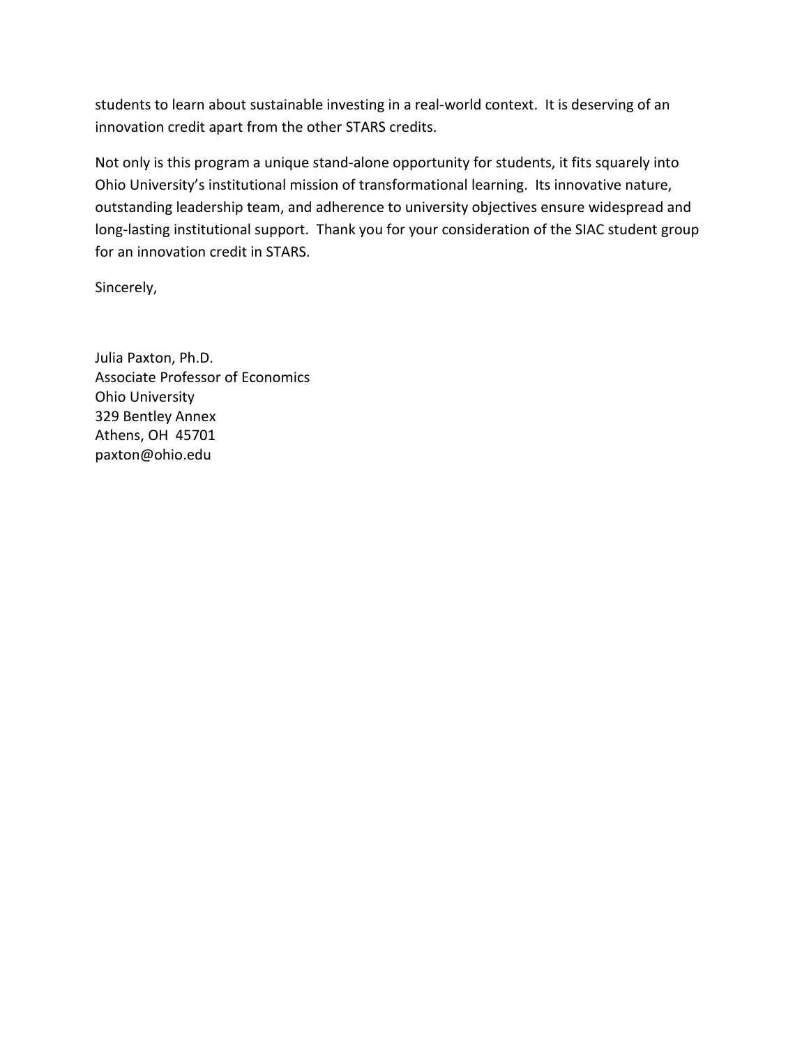students to learn about sustainable investing in a real-world context. It is deserving of an innovation credit apart from the other STARS credits.

Not only is this program a unique stand-alone opportunity for students, it fits squarely into Ohio University's institutional mission of transformational learning. Its innovative nature, outstanding leadership team, and adherence to university objectives ensure widespread and long-lasting institutional support. Thank you for your consideration of the SIAC student group for an innovation credit in STARS.

Sincerely,

Julia Paxton, Ph.D.
Associate Professor of Economics
Ohio University
329 Bentley Annex
Athens, OH 45701
paxton@ohio.edu